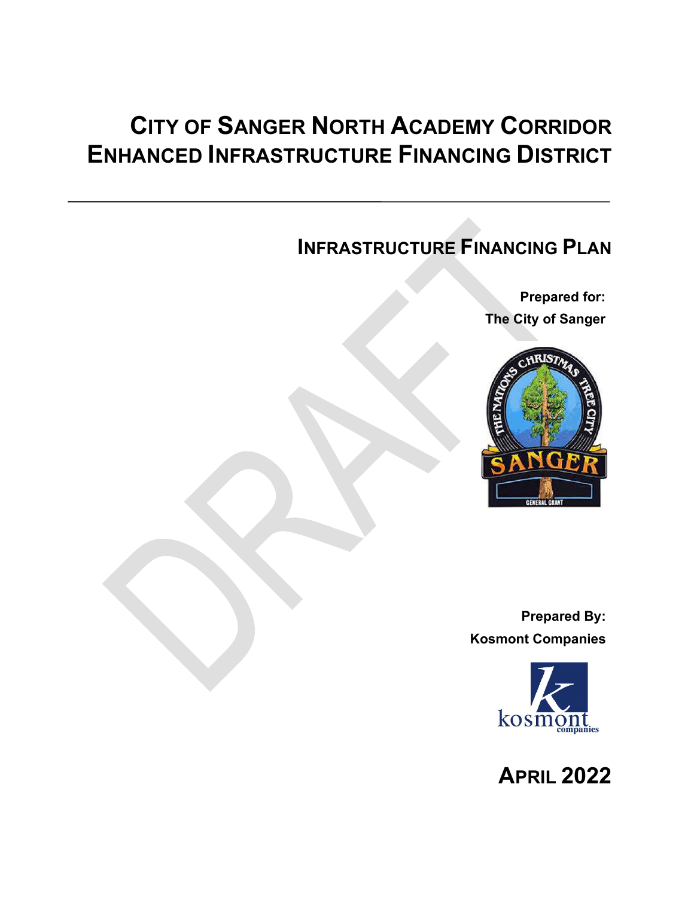# CITY OF SANGER NORTH ACADEMY CORRIDOR ENHANCED INFRASTRUCTURE FINANCING DISTRICT

## INFRASTRUCTURE FINANCING PLAN

**Prepared for:**
**The City of Sanger**

**Prepared By:**
**Kosmont Companies**

## APRIL 2022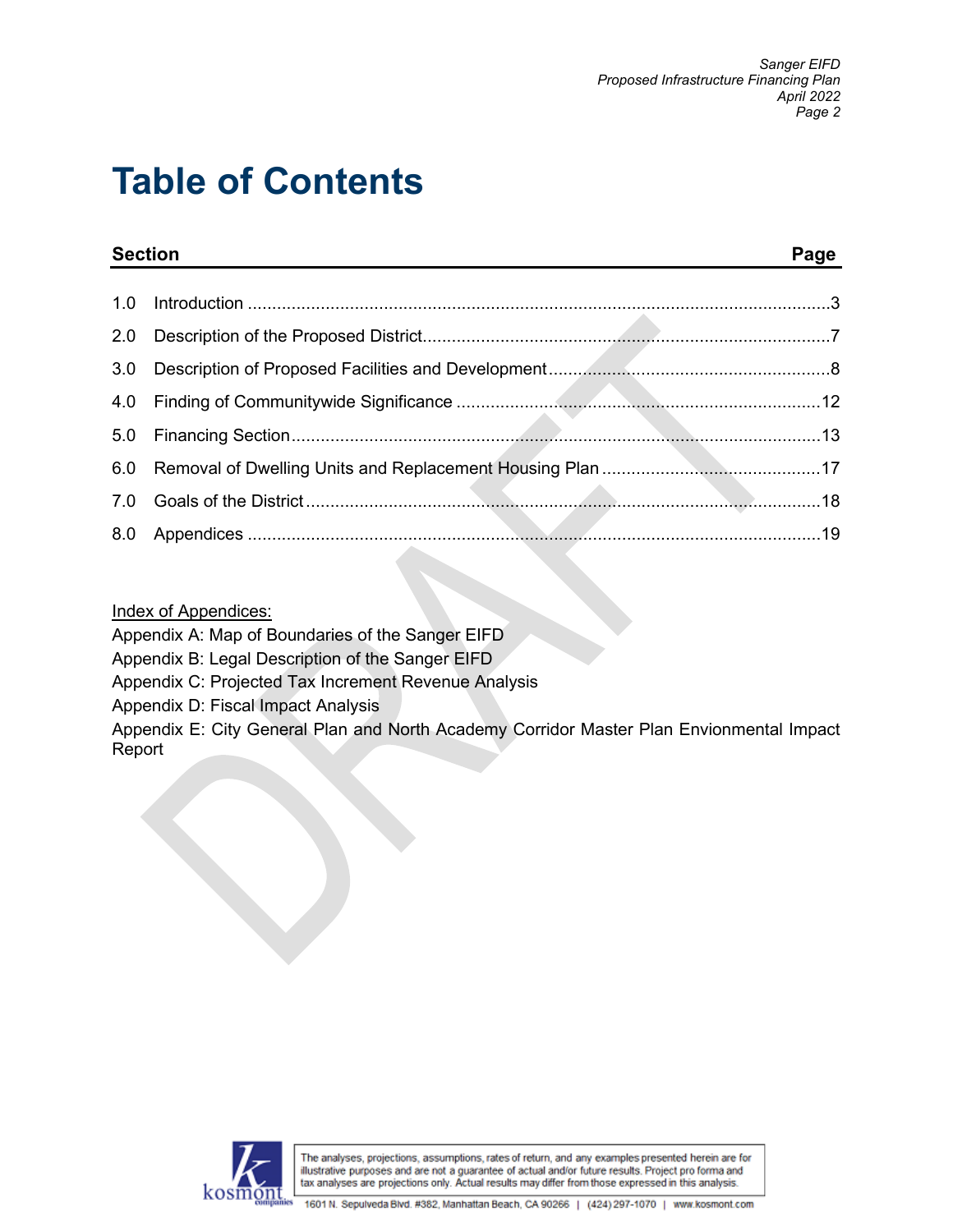# Table of Contents

| Section | | Page |
|---|---|---|
| 1.0 | Introduction | 3 |
| 2.0 | Description of the Proposed District | 7 |
| 3.0 | Description of Proposed Facilities and Development | 8 |
| 4.0 | Finding of Communitywide Significance | 12 |
| 5.0 | Financing Section | 13 |
| 6.0 | Removal of Dwelling Units and Replacement Housing Plan | 17 |
| 7.0 | Goals of the District | 18 |
| 8.0 | Appendices | 19 |

Index of Appendices:

Appendix A: Map of Boundaries of the Sanger EIFD

Appendix B: Legal Description of the Sanger EIFD

Appendix C: Projected Tax Increment Revenue Analysis

Appendix D: Fiscal Impact Analysis

Appendix E: City General Plan and North Academy Corridor Master Plan Envionmental Impact Report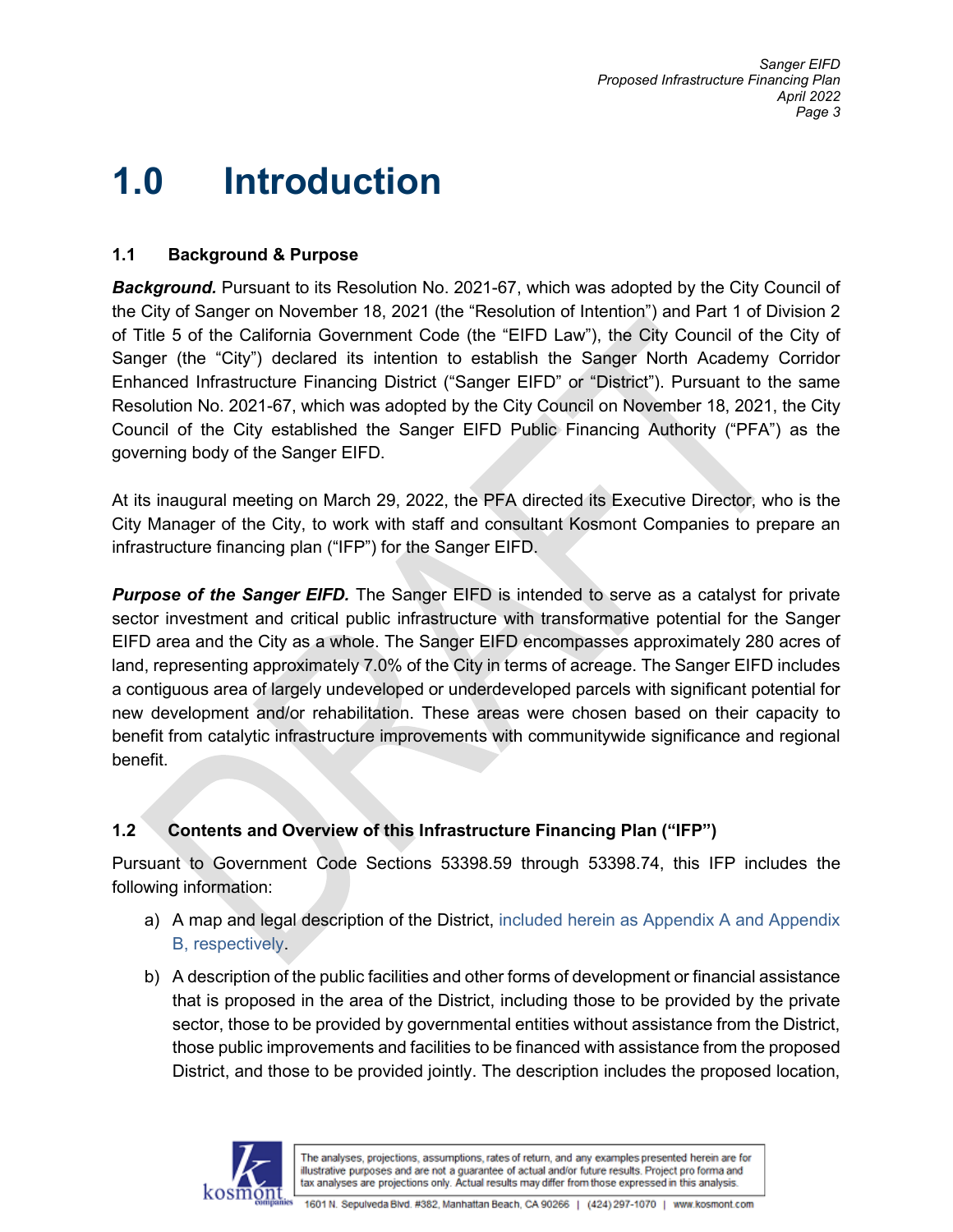# 1.0 Introduction

### 1.1 Background & Purpose

***Background.*** Pursuant to its Resolution No. 2021-67, which was adopted by the City Council of the City of Sanger on November 18, 2021 (the "Resolution of Intention") and Part 1 of Division 2 of Title 5 of the California Government Code (the "EIFD Law"), the City Council of the City of Sanger (the "City") declared its intention to establish the Sanger North Academy Corridor Enhanced Infrastructure Financing District ("Sanger EIFD" or "District"). Pursuant to the same Resolution No. 2021-67, which was adopted by the City Council on November 18, 2021, the City Council of the City established the Sanger EIFD Public Financing Authority ("PFA") as the governing body of the Sanger EIFD.

At its inaugural meeting on March 29, 2022, the PFA directed its Executive Director, who is the City Manager of the City, to work with staff and consultant Kosmont Companies to prepare an infrastructure financing plan ("IFP") for the Sanger EIFD.

***Purpose of the Sanger EIFD.*** The Sanger EIFD is intended to serve as a catalyst for private sector investment and critical public infrastructure with transformative potential for the Sanger EIFD area and the City as a whole. The Sanger EIFD encompasses approximately 280 acres of land, representing approximately 7.0% of the City in terms of acreage. The Sanger EIFD includes a contiguous area of largely undeveloped or underdeveloped parcels with significant potential for new development and/or rehabilitation. These areas were chosen based on their capacity to benefit from catalytic infrastructure improvements with communitywide significance and regional benefit.

### 1.2 Contents and Overview of this Infrastructure Financing Plan ("IFP")

Pursuant to Government Code Sections 53398.59 through 53398.74, this IFP includes the following information:

a) A map and legal description of the District, included herein as Appendix A and Appendix B, respectively.

b) A description of the public facilities and other forms of development or financial assistance that is proposed in the area of the District, including those to be provided by the private sector, those to be provided by governmental entities without assistance from the District, those public improvements and facilities to be financed with assistance from the proposed District, and those to be provided jointly. The description includes the proposed location,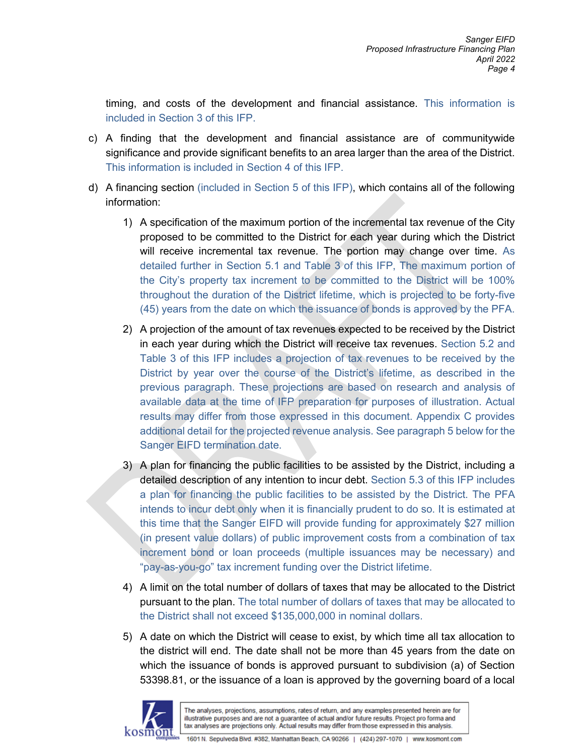timing, and costs of the development and financial assistance. This information is included in Section 3 of this IFP.

c) A finding that the development and financial assistance are of communitywide significance and provide significant benefits to an area larger than the area of the District. This information is included in Section 4 of this IFP.

d) A financing section (included in Section 5 of this IFP), which contains all of the following information:

   1) A specification of the maximum portion of the incremental tax revenue of the City proposed to be committed to the District for each year during which the District will receive incremental tax revenue. The portion may change over time. As detailed further in Section 5.1 and Table 3 of this IFP, The maximum portion of the City's property tax increment to be committed to the District will be 100% throughout the duration of the District lifetime, which is projected to be forty-five (45) years from the date on which the issuance of bonds is approved by the PFA.

   2) A projection of the amount of tax revenues expected to be received by the District in each year during which the District will receive tax revenues. Section 5.2 and Table 3 of this IFP includes a projection of tax revenues to be received by the District by year over the course of the District's lifetime, as described in the previous paragraph. These projections are based on research and analysis of available data at the time of IFP preparation for purposes of illustration. Actual results may differ from those expressed in this document. Appendix C provides additional detail for the projected revenue analysis. See paragraph 5 below for the Sanger EIFD termination date.

   3) A plan for financing the public facilities to be assisted by the District, including a detailed description of any intention to incur debt. Section 5.3 of this IFP includes a plan for financing the public facilities to be assisted by the District. The PFA intends to incur debt only when it is financially prudent to do so. It is estimated at this time that the Sanger EIFD will provide funding for approximately $27 million (in present value dollars) of public improvement costs from a combination of tax increment bond or loan proceeds (multiple issuances may be necessary) and "pay-as-you-go" tax increment funding over the District lifetime.

   4) A limit on the total number of dollars of taxes that may be allocated to the District pursuant to the plan. The total number of dollars of taxes that may be allocated to the District shall not exceed $135,000,000 in nominal dollars.

   5) A date on which the District will cease to exist, by which time all tax allocation to the district will end. The date shall not be more than 45 years from the date on which the issuance of bonds is approved pursuant to subdivision (a) of Section 53398.81, or the issuance of a loan is approved by the governing board of a local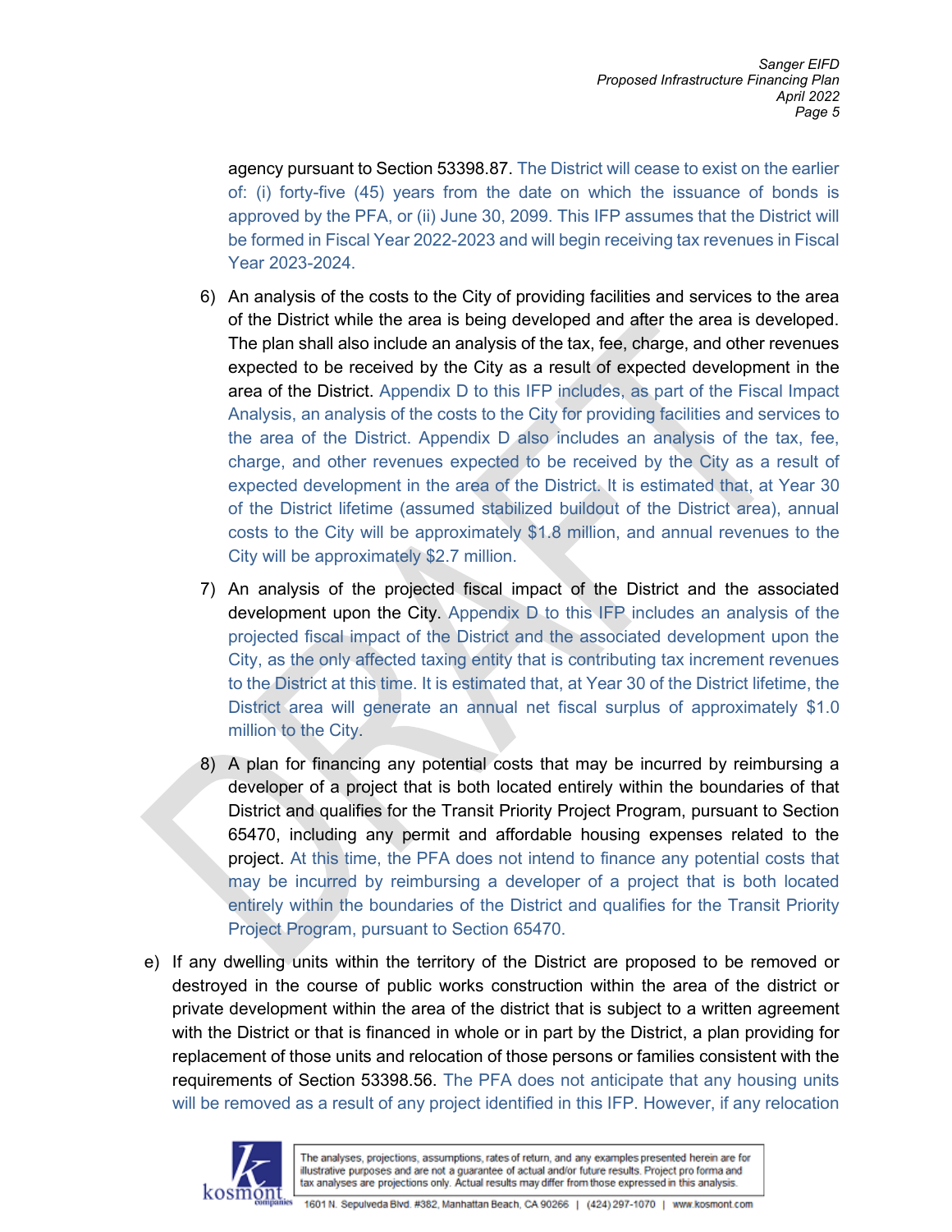agency pursuant to Section 53398.87. The District will cease to exist on the earlier of: (i) forty-five (45) years from the date on which the issuance of bonds is approved by the PFA, or (ii) June 30, 2099. This IFP assumes that the District will be formed in Fiscal Year 2022-2023 and will begin receiving tax revenues in Fiscal Year 2023-2024.

6) An analysis of the costs to the City of providing facilities and services to the area of the District while the area is being developed and after the area is developed. The plan shall also include an analysis of the tax, fee, charge, and other revenues expected to be received by the City as a result of expected development in the area of the District. Appendix D to this IFP includes, as part of the Fiscal Impact Analysis, an analysis of the costs to the City for providing facilities and services to the area of the District. Appendix D also includes an analysis of the tax, fee, charge, and other revenues expected to be received by the City as a result of expected development in the area of the District. It is estimated that, at Year 30 of the District lifetime (assumed stabilized buildout of the District area), annual costs to the City will be approximately $1.8 million, and annual revenues to the City will be approximately $2.7 million.

7) An analysis of the projected fiscal impact of the District and the associated development upon the City. Appendix D to this IFP includes an analysis of the projected fiscal impact of the District and the associated development upon the City, as the only affected taxing entity that is contributing tax increment revenues to the District at this time. It is estimated that, at Year 30 of the District lifetime, the District area will generate an annual net fiscal surplus of approximately $1.0 million to the City.

8) A plan for financing any potential costs that may be incurred by reimbursing a developer of a project that is both located entirely within the boundaries of that District and qualifies for the Transit Priority Project Program, pursuant to Section 65470, including any permit and affordable housing expenses related to the project. At this time, the PFA does not intend to finance any potential costs that may be incurred by reimbursing a developer of a project that is both located entirely within the boundaries of the District and qualifies for the Transit Priority Project Program, pursuant to Section 65470.

e) If any dwelling units within the territory of the District are proposed to be removed or destroyed in the course of public works construction within the area of the district or private development within the area of the district that is subject to a written agreement with the District or that is financed in whole or in part by the District, a plan providing for replacement of those units and relocation of those persons or families consistent with the requirements of Section 53398.56. The PFA does not anticipate that any housing units will be removed as a result of any project identified in this IFP. However, if any relocation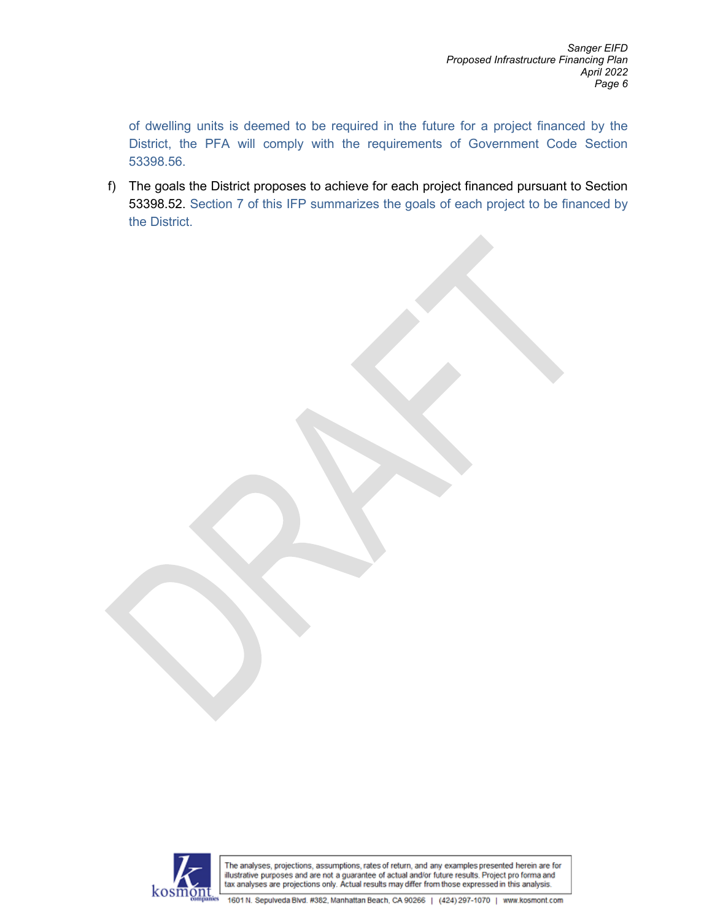of dwelling units is deemed to be required in the future for a project financed by the District, the PFA will comply with the requirements of Government Code Section 53398.56.

f) The goals the District proposes to achieve for each project financed pursuant to Section 53398.52. Section 7 of this IFP summarizes the goals of each project to be financed by the District.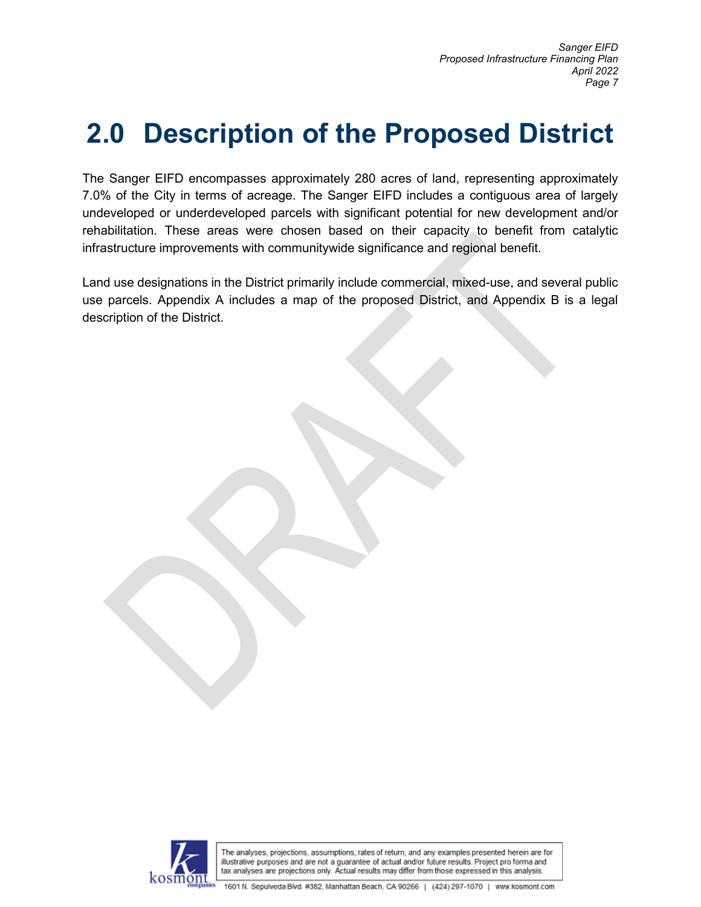# 2.0 Description of the Proposed District

The Sanger EIFD encompasses approximately 280 acres of land, representing approximately 7.0% of the City in terms of acreage. The Sanger EIFD includes a contiguous area of largely undeveloped or underdeveloped parcels with significant potential for new development and/or rehabilitation. These areas were chosen based on their capacity to benefit from catalytic infrastructure improvements with communitywide significance and regional benefit.

Land use designations in the District primarily include commercial, mixed-use, and several public use parcels. Appendix A includes a map of the proposed District, and Appendix B is a legal description of the District.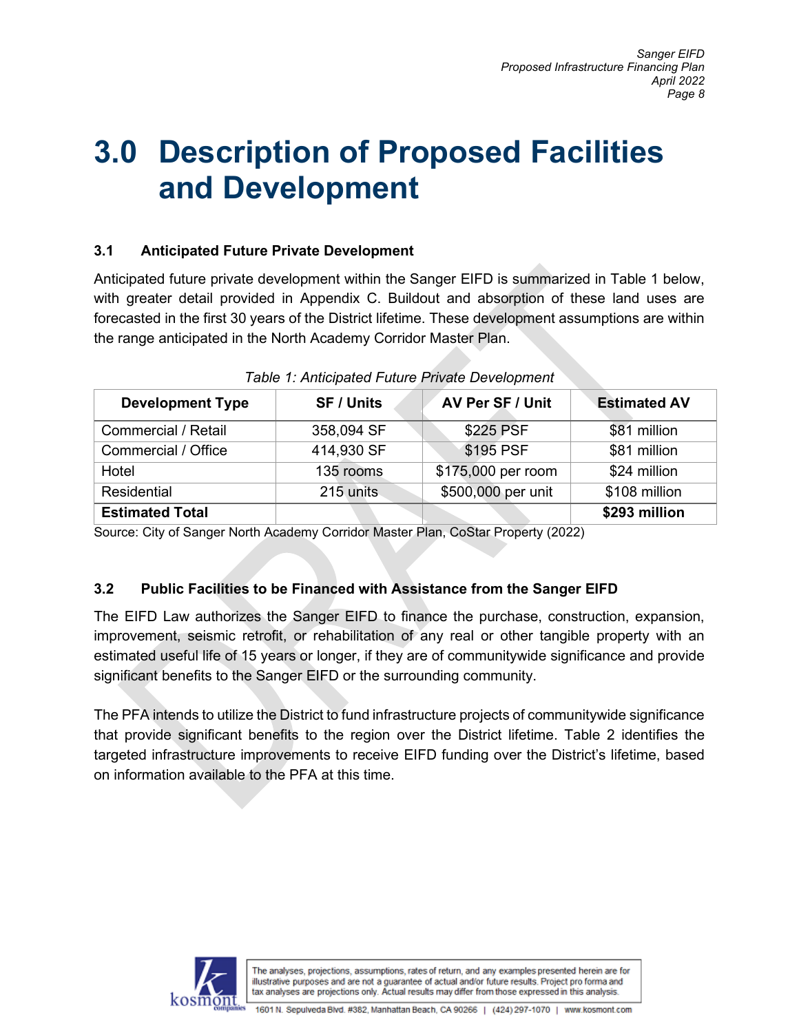# 3.0 Description of Proposed Facilities and Development

### 3.1 Anticipated Future Private Development

Anticipated future private development within the Sanger EIFD is summarized in Table 1 below, with greater detail provided in Appendix C. Buildout and absorption of these land uses are forecasted in the first 30 years of the District lifetime. These development assumptions are within the range anticipated in the North Academy Corridor Master Plan.

*Table 1: Anticipated Future Private Development*

| Development Type | SF / Units | AV Per SF / Unit | Estimated AV |
|---|---|---|---|
| Commercial / Retail | 358,094 SF | $225 PSF | $81 million |
| Commercial / Office | 414,930 SF | $195 PSF | $81 million |
| Hotel | 135 rooms | $175,000 per room | $24 million |
| Residential | 215 units | $500,000 per unit | $108 million |
| **Estimated Total** | | | **$293 million** |

Source: City of Sanger North Academy Corridor Master Plan, CoStar Property (2022)

### 3.2 Public Facilities to be Financed with Assistance from the Sanger EIFD

The EIFD Law authorizes the Sanger EIFD to finance the purchase, construction, expansion, improvement, seismic retrofit, or rehabilitation of any real or other tangible property with an estimated useful life of 15 years or longer, if they are of communitywide significance and provide significant benefits to the Sanger EIFD or the surrounding community.

The PFA intends to utilize the District to fund infrastructure projects of communitywide significance that provide significant benefits to the region over the District lifetime. Table 2 identifies the targeted infrastructure improvements to receive EIFD funding over the District's lifetime, based on information available to the PFA at this time.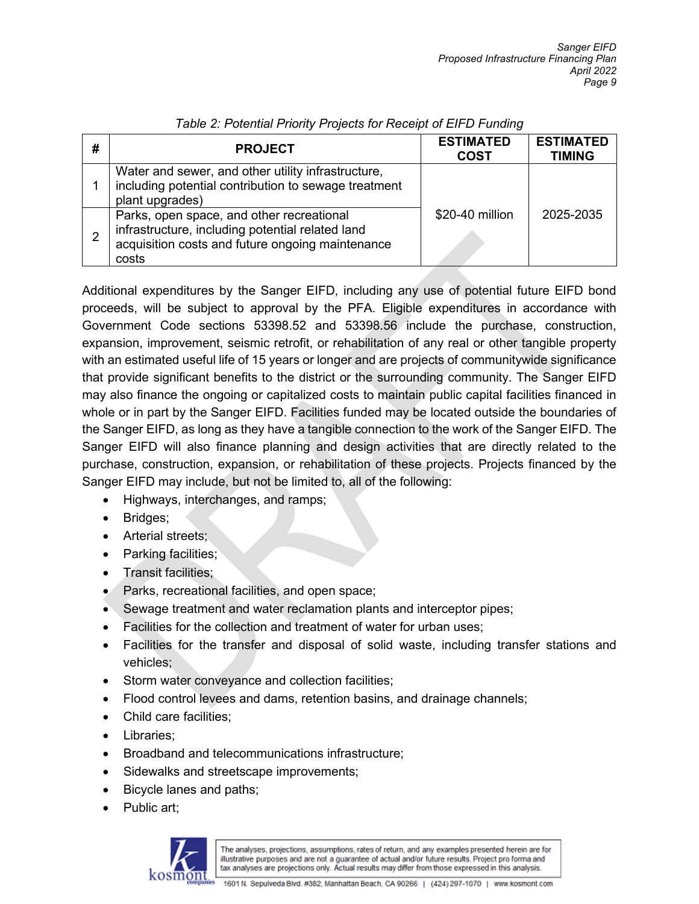*Table 2: Potential Priority Projects for Receipt of EIFD Funding*

| # | PROJECT | ESTIMATED COST | ESTIMATED TIMING |
|---|---|---|---|
| 1 | Water and sewer, and other utility infrastructure, including potential contribution to sewage treatment plant upgrades) | $20-40 million | 2025-2035 |
| 2 | Parks, open space, and other recreational infrastructure, including potential related land acquisition costs and future ongoing maintenance costs | | |

Additional expenditures by the Sanger EIFD, including any use of potential future EIFD bond proceeds, will be subject to approval by the PFA. Eligible expenditures in accordance with Government Code sections 53398.52 and 53398.56 include the purchase, construction, expansion, improvement, seismic retrofit, or rehabilitation of any real or other tangible property with an estimated useful life of 15 years or longer and are projects of communitywide significance that provide significant benefits to the district or the surrounding community. The Sanger EIFD may also finance the ongoing or capitalized costs to maintain public capital facilities financed in whole or in part by the Sanger EIFD. Facilities funded may be located outside the boundaries of the Sanger EIFD, as long as they have a tangible connection to the work of the Sanger EIFD. The Sanger EIFD will also finance planning and design activities that are directly related to the purchase, construction, expansion, or rehabilitation of these projects. Projects financed by the Sanger EIFD may include, but not be limited to, all of the following:

- Highways, interchanges, and ramps;
- Bridges;
- Arterial streets;
- Parking facilities;
- Transit facilities;
- Parks, recreational facilities, and open space;
- Sewage treatment and water reclamation plants and interceptor pipes;
- Facilities for the collection and treatment of water for urban uses;
- Facilities for the transfer and disposal of solid waste, including transfer stations and vehicles;
- Storm water conveyance and collection facilities;
- Flood control levees and dams, retention basins, and drainage channels;
- Child care facilities;
- Libraries;
- Broadband and telecommunications infrastructure;
- Sidewalks and streetscape improvements;
- Bicycle lanes and paths;
- Public art;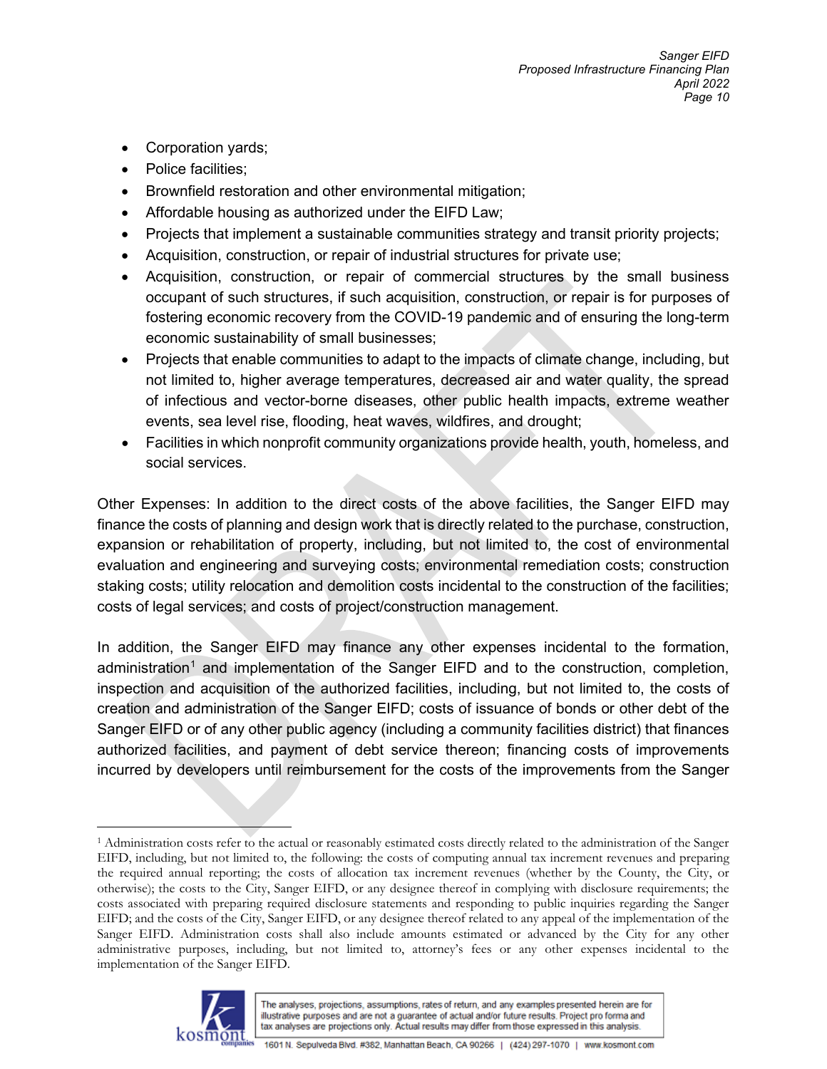- Corporation yards;
- Police facilities;
- Brownfield restoration and other environmental mitigation;
- Affordable housing as authorized under the EIFD Law;
- Projects that implement a sustainable communities strategy and transit priority projects;
- Acquisition, construction, or repair of industrial structures for private use;
- Acquisition, construction, or repair of commercial structures by the small business occupant of such structures, if such acquisition, construction, or repair is for purposes of fostering economic recovery from the COVID-19 pandemic and of ensuring the long-term economic sustainability of small businesses;
- Projects that enable communities to adapt to the impacts of climate change, including, but not limited to, higher average temperatures, decreased air and water quality, the spread of infectious and vector-borne diseases, other public health impacts, extreme weather events, sea level rise, flooding, heat waves, wildfires, and drought;
- Facilities in which nonprofit community organizations provide health, youth, homeless, and social services.

Other Expenses: In addition to the direct costs of the above facilities, the Sanger EIFD may finance the costs of planning and design work that is directly related to the purchase, construction, expansion or rehabilitation of property, including, but not limited to, the cost of environmental evaluation and engineering and surveying costs; environmental remediation costs; construction staking costs; utility relocation and demolition costs incidental to the construction of the facilities; costs of legal services; and costs of project/construction management.

In addition, the Sanger EIFD may finance any other expenses incidental to the formation, administration[1] and implementation of the Sanger EIFD and to the construction, completion, inspection and acquisition of the authorized facilities, including, but not limited to, the costs of creation and administration of the Sanger EIFD; costs of issuance of bonds or other debt of the Sanger EIFD or of any other public agency (including a community facilities district) that finances authorized facilities, and payment of debt service thereon; financing costs of improvements incurred by developers until reimbursement for the costs of the improvements from the Sanger

[1] Administration costs refer to the actual or reasonably estimated costs directly related to the administration of the Sanger EIFD, including, but not limited to, the following: the costs of computing annual tax increment revenues and preparing the required annual reporting; the costs of allocation tax increment revenues (whether by the County, the City, or otherwise); the costs to the City, Sanger EIFD, or any designee thereof in complying with disclosure requirements; the costs associated with preparing required disclosure statements and responding to public inquiries regarding the Sanger EIFD; and the costs of the City, Sanger EIFD, or any designee thereof related to any appeal of the implementation of the Sanger EIFD. Administration costs shall also include amounts estimated or advanced by the City for any other administrative purposes, including, but not limited to, attorney's fees or any other expenses incidental to the implementation of the Sanger EIFD.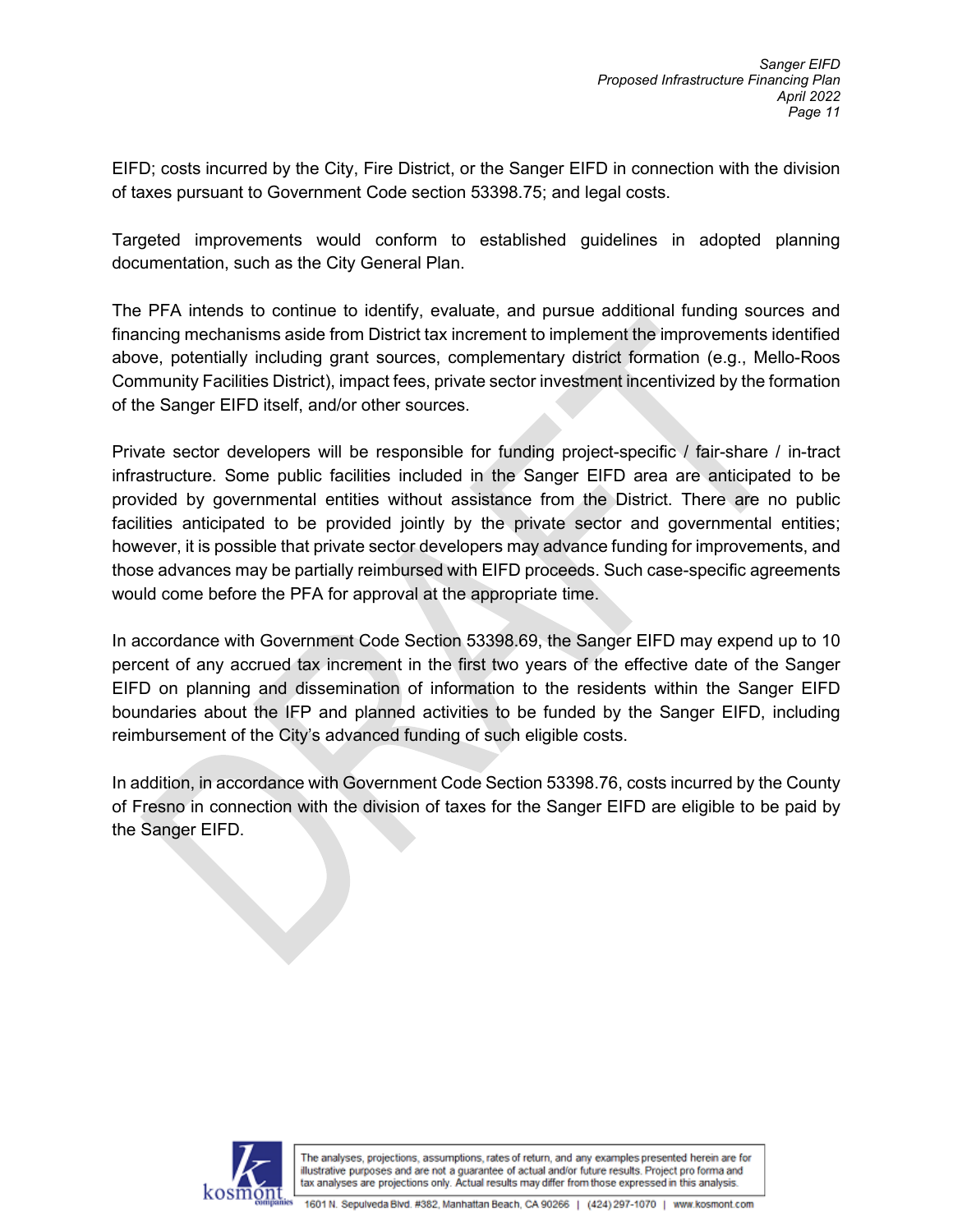EIFD; costs incurred by the City, Fire District, or the Sanger EIFD in connection with the division of taxes pursuant to Government Code section 53398.75; and legal costs.

Targeted improvements would conform to established guidelines in adopted planning documentation, such as the City General Plan.

The PFA intends to continue to identify, evaluate, and pursue additional funding sources and financing mechanisms aside from District tax increment to implement the improvements identified above, potentially including grant sources, complementary district formation (e.g., Mello-Roos Community Facilities District), impact fees, private sector investment incentivized by the formation of the Sanger EIFD itself, and/or other sources.

Private sector developers will be responsible for funding project-specific / fair-share / in-tract infrastructure. Some public facilities included in the Sanger EIFD area are anticipated to be provided by governmental entities without assistance from the District. There are no public facilities anticipated to be provided jointly by the private sector and governmental entities; however, it is possible that private sector developers may advance funding for improvements, and those advances may be partially reimbursed with EIFD proceeds. Such case-specific agreements would come before the PFA for approval at the appropriate time.

In accordance with Government Code Section 53398.69, the Sanger EIFD may expend up to 10 percent of any accrued tax increment in the first two years of the effective date of the Sanger EIFD on planning and dissemination of information to the residents within the Sanger EIFD boundaries about the IFP and planned activities to be funded by the Sanger EIFD, including reimbursement of the City's advanced funding of such eligible costs.

In addition, in accordance with Government Code Section 53398.76, costs incurred by the County of Fresno in connection with the division of taxes for the Sanger EIFD are eligible to be paid by the Sanger EIFD.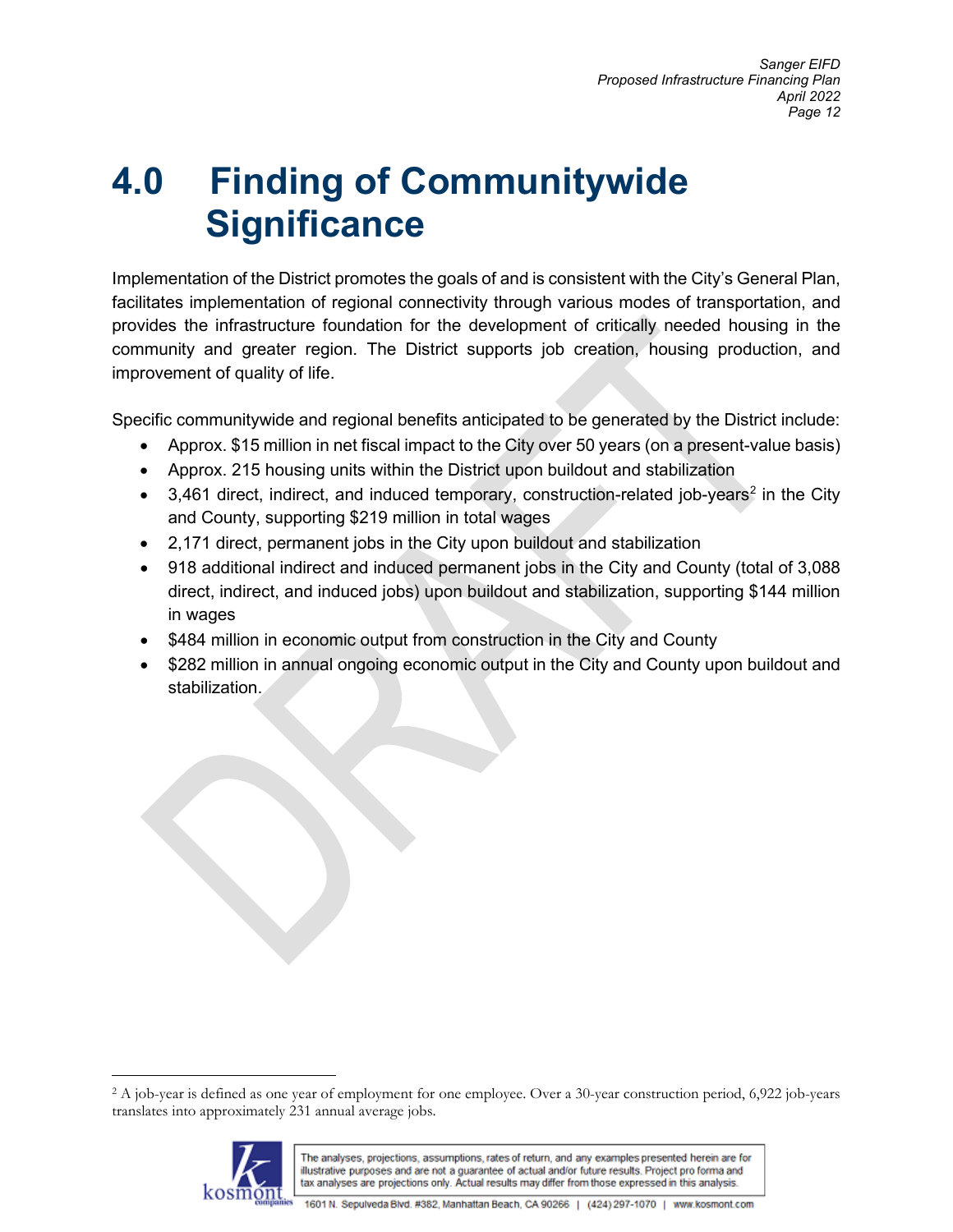# 4.0 Finding of Communitywide Significance

Implementation of the District promotes the goals of and is consistent with the City's General Plan, facilitates implementation of regional connectivity through various modes of transportation, and provides the infrastructure foundation for the development of critically needed housing in the community and greater region. The District supports job creation, housing production, and improvement of quality of life.

Specific communitywide and regional benefits anticipated to be generated by the District include:

- Approx. $15 million in net fiscal impact to the City over 50 years (on a present-value basis)
- Approx. 215 housing units within the District upon buildout and stabilization
- 3,461 direct, indirect, and induced temporary, construction-related job-years[2] in the City and County, supporting $219 million in total wages
- 2,171 direct, permanent jobs in the City upon buildout and stabilization
- 918 additional indirect and induced permanent jobs in the City and County (total of 3,088 direct, indirect, and induced jobs) upon buildout and stabilization, supporting $144 million in wages
- $484 million in economic output from construction in the City and County
- $282 million in annual ongoing economic output in the City and County upon buildout and stabilization.

---

[2] A job-year is defined as one year of employment for one employee. Over a 30-year construction period, 6,922 job-years translates into approximately 231 annual average jobs.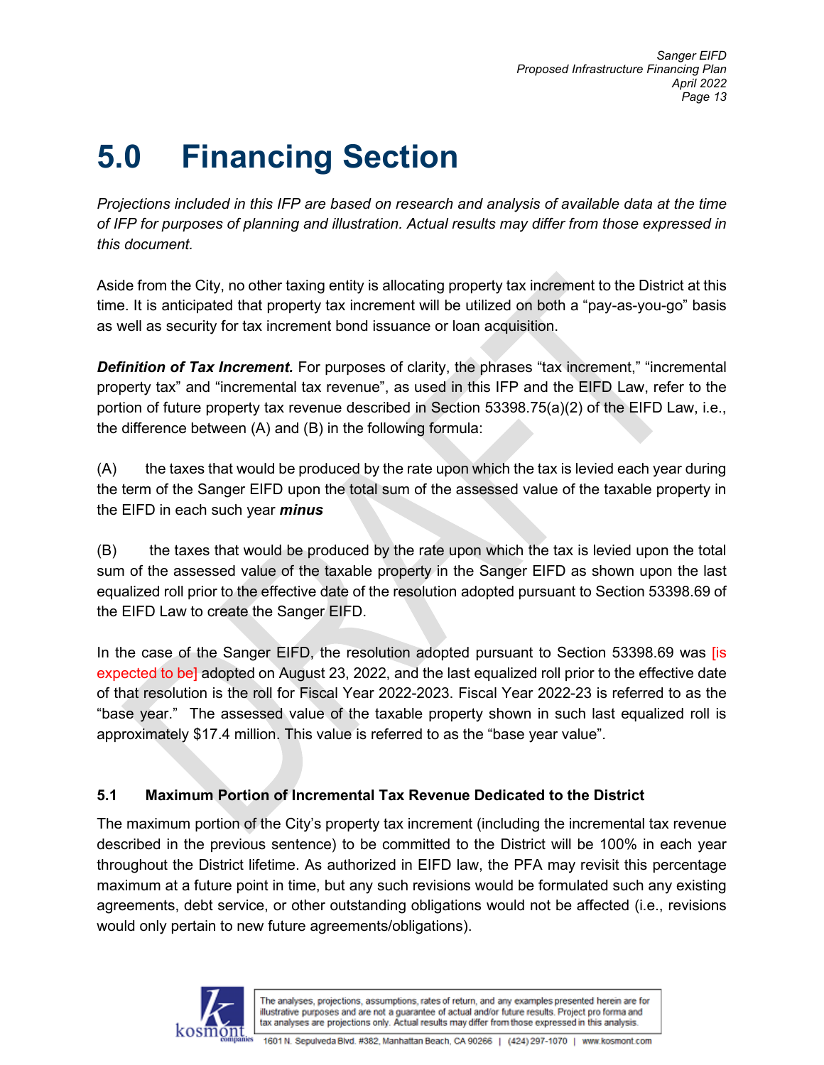# 5.0 Financing Section

*Projections included in this IFP are based on research and analysis of available data at the time of IFP for purposes of planning and illustration. Actual results may differ from those expressed in this document.*

Aside from the City, no other taxing entity is allocating property tax increment to the District at this time. It is anticipated that property tax increment will be utilized on both a "pay-as-you-go" basis as well as security for tax increment bond issuance or loan acquisition.

***Definition of Tax Increment.*** For purposes of clarity, the phrases "tax increment," "incremental property tax" and "incremental tax revenue", as used in this IFP and the EIFD Law, refer to the portion of future property tax revenue described in Section 53398.75(a)(2) of the EIFD Law, i.e., the difference between (A) and (B) in the following formula:

(A) the taxes that would be produced by the rate upon which the tax is levied each year during the term of the Sanger EIFD upon the total sum of the assessed value of the taxable property in the EIFD in each such year ***minus***

(B) the taxes that would be produced by the rate upon which the tax is levied upon the total sum of the assessed value of the taxable property in the Sanger EIFD as shown upon the last equalized roll prior to the effective date of the resolution adopted pursuant to Section 53398.69 of the EIFD Law to create the Sanger EIFD.

In the case of the Sanger EIFD, the resolution adopted pursuant to Section 53398.69 was [is expected to be] adopted on August 23, 2022, and the last equalized roll prior to the effective date of that resolution is the roll for Fiscal Year 2022-2023. Fiscal Year 2022-23 is referred to as the "base year." The assessed value of the taxable property shown in such last equalized roll is approximately $17.4 million. This value is referred to as the "base year value".

### 5.1 Maximum Portion of Incremental Tax Revenue Dedicated to the District

The maximum portion of the City's property tax increment (including the incremental tax revenue described in the previous sentence) to be committed to the District will be 100% in each year throughout the District lifetime. As authorized in EIFD law, the PFA may revisit this percentage maximum at a future point in time, but any such revisions would be formulated such any existing agreements, debt service, or other outstanding obligations would not be affected (i.e., revisions would only pertain to new future agreements/obligations).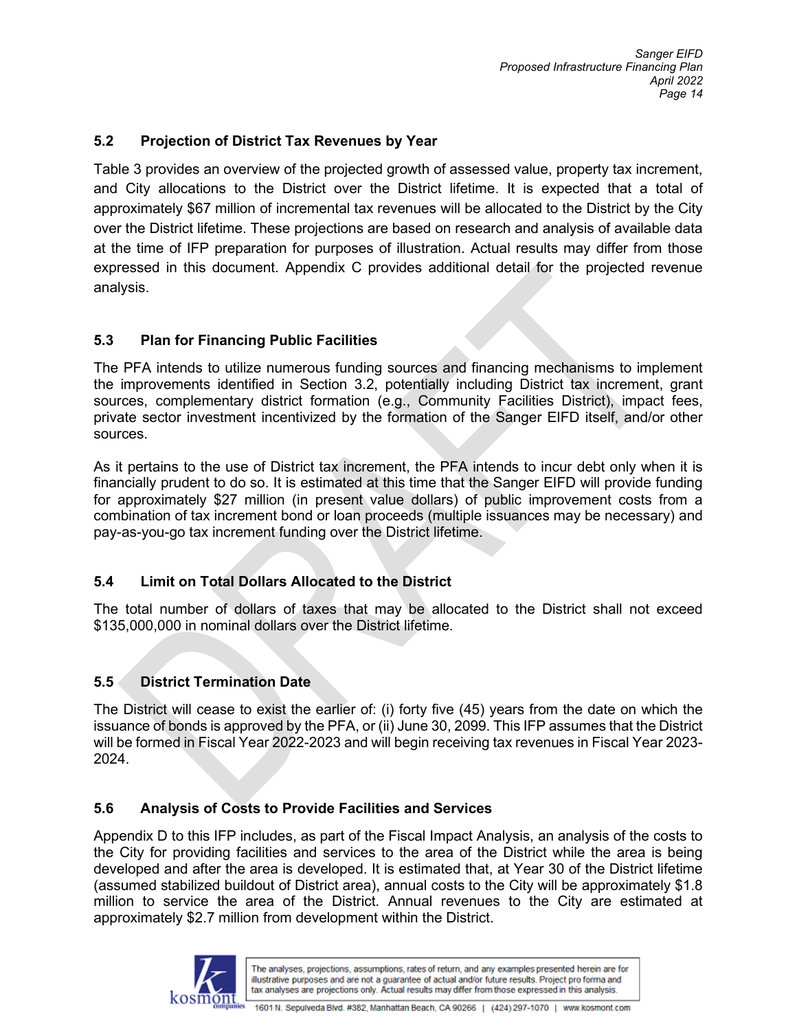## 5.2 Projection of District Tax Revenues by Year

Table 3 provides an overview of the projected growth of assessed value, property tax increment, and City allocations to the District over the District lifetime. It is expected that a total of approximately $67 million of incremental tax revenues will be allocated to the District by the City over the District lifetime. These projections are based on research and analysis of available data at the time of IFP preparation for purposes of illustration. Actual results may differ from those expressed in this document. Appendix C provides additional detail for the projected revenue analysis.

## 5.3 Plan for Financing Public Facilities

The PFA intends to utilize numerous funding sources and financing mechanisms to implement the improvements identified in Section 3.2, potentially including District tax increment, grant sources, complementary district formation (e.g., Community Facilities District), impact fees, private sector investment incentivized by the formation of the Sanger EIFD itself, and/or other sources.

As it pertains to the use of District tax increment, the PFA intends to incur debt only when it is financially prudent to do so. It is estimated at this time that the Sanger EIFD will provide funding for approximately $27 million (in present value dollars) of public improvement costs from a combination of tax increment bond or loan proceeds (multiple issuances may be necessary) and pay-as-you-go tax increment funding over the District lifetime.

## 5.4 Limit on Total Dollars Allocated to the District

The total number of dollars of taxes that may be allocated to the District shall not exceed $135,000,000 in nominal dollars over the District lifetime.

## 5.5 District Termination Date

The District will cease to exist the earlier of: (i) forty five (45) years from the date on which the issuance of bonds is approved by the PFA, or (ii) June 30, 2099. This IFP assumes that the District will be formed in Fiscal Year 2022-2023 and will begin receiving tax revenues in Fiscal Year 2023-2024.

## 5.6 Analysis of Costs to Provide Facilities and Services

Appendix D to this IFP includes, as part of the Fiscal Impact Analysis, an analysis of the costs to the City for providing facilities and services to the area of the District while the area is being developed and after the area is developed. It is estimated that, at Year 30 of the District lifetime (assumed stabilized buildout of District area), annual costs to the City will be approximately $1.8 million to service the area of the District. Annual revenues to the City are estimated at approximately $2.7 million from development within the District.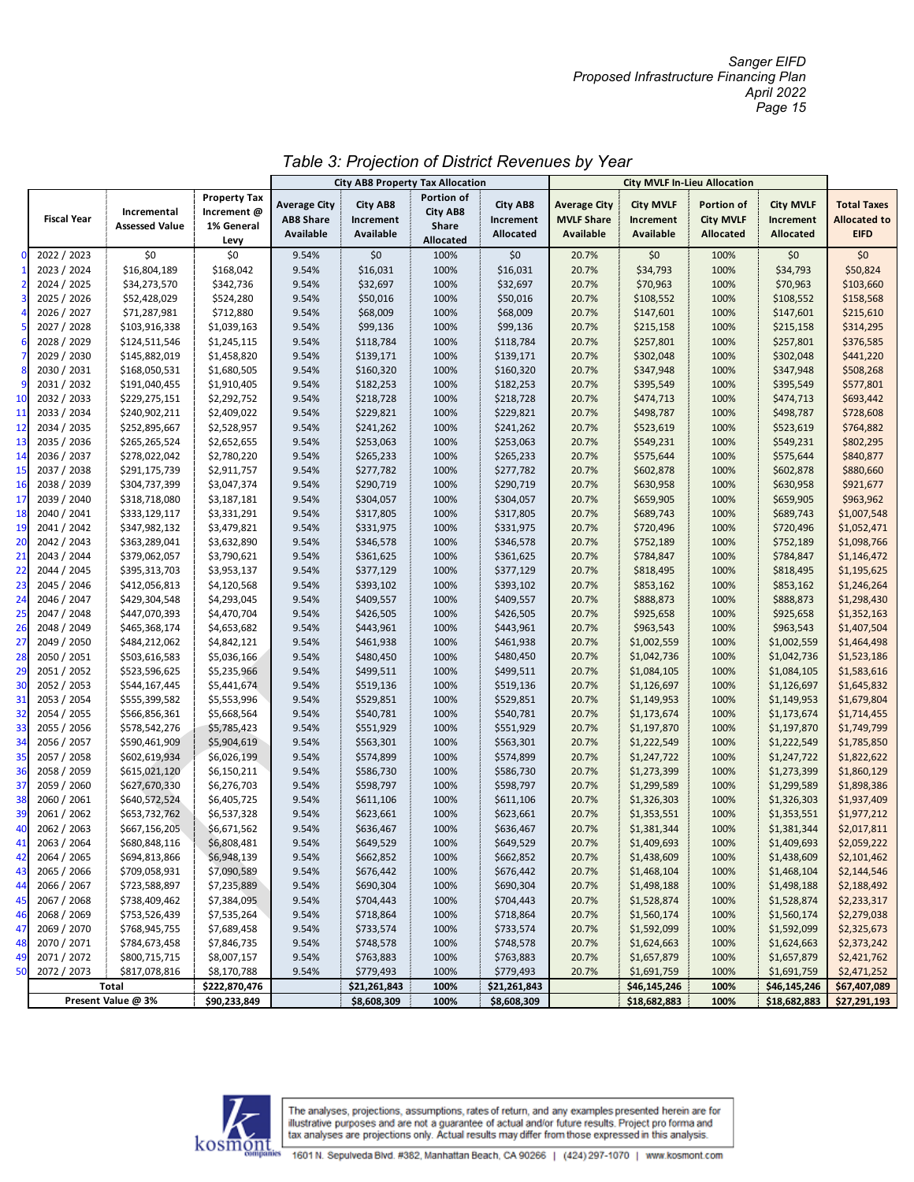*Table 3: Projection of District Revenues by Year*

| | Fiscal Year | Incremental Assessed Value | Property Tax Increment @ 1% General Levy | City AB8 Property Tax Allocation | | | | City MVLF In-Lieu Allocation | | | | Total Taxes Allocated to EIFD |
|---|---|---|---|---|---|---|---|---|---|---|---|---|
| | | | | Average City AB8 Share Available | City AB8 Increment Available | Portion of City AB8 Share Allocated | City AB8 Increment Allocated | Average City MVLF Share Available | City MVLF Increment Available | Portion of City MVLF Allocated | City MVLF Increment Allocated | |
| 0 | 2022 / 2023 | $0 | $0 | 9.54% | $0 | 100% | $0 | 20.7% | $0 | 100% | $0 | $0 |
| 1 | 2023 / 2024 | $16,804,189 | $168,042 | 9.54% | $16,031 | 100% | $16,031 | 20.7% | $34,793 | 100% | $34,793 | $50,824 |
| 2 | 2024 / 2025 | $34,273,570 | $342,736 | 9.54% | $32,697 | 100% | $32,697 | 20.7% | $70,963 | 100% | $70,963 | $103,660 |
| 3 | 2025 / 2026 | $52,428,029 | $524,280 | 9.54% | $50,016 | 100% | $50,016 | 20.7% | $108,552 | 100% | $108,552 | $158,568 |
| 4 | 2026 / 2027 | $71,287,981 | $712,880 | 9.54% | $68,009 | 100% | $68,009 | 20.7% | $147,601 | 100% | $147,601 | $215,610 |
| 5 | 2027 / 2028 | $103,916,338 | $1,039,163 | 9.54% | $99,136 | 100% | $99,136 | 20.7% | $215,158 | 100% | $215,158 | $314,295 |
| 6 | 2028 / 2029 | $124,511,546 | $1,245,115 | 9.54% | $118,784 | 100% | $118,784 | 20.7% | $257,801 | 100% | $257,801 | $376,585 |
| 7 | 2029 / 2030 | $145,882,019 | $1,458,820 | 9.54% | $139,171 | 100% | $139,171 | 20.7% | $302,048 | 100% | $302,048 | $441,220 |
| 8 | 2030 / 2031 | $168,050,531 | $1,680,505 | 9.54% | $160,320 | 100% | $160,320 | 20.7% | $347,948 | 100% | $347,948 | $508,268 |
| 9 | 2031 / 2032 | $191,040,455 | $1,910,405 | 9.54% | $182,253 | 100% | $182,253 | 20.7% | $395,549 | 100% | $395,549 | $577,801 |
| 10 | 2032 / 2033 | $229,275,151 | $2,292,752 | 9.54% | $218,728 | 100% | $218,728 | 20.7% | $474,713 | 100% | $474,713 | $693,442 |
| 11 | 2033 / 2034 | $240,902,211 | $2,409,022 | 9.54% | $229,821 | 100% | $229,821 | 20.7% | $498,787 | 100% | $498,787 | $728,608 |
| 12 | 2034 / 2035 | $252,895,667 | $2,528,957 | 9.54% | $241,262 | 100% | $241,262 | 20.7% | $523,619 | 100% | $523,619 | $764,882 |
| 13 | 2035 / 2036 | $265,265,524 | $2,652,655 | 9.54% | $253,063 | 100% | $253,063 | 20.7% | $549,231 | 100% | $549,231 | $802,295 |
| 14 | 2036 / 2037 | $278,022,042 | $2,780,220 | 9.54% | $265,233 | 100% | $265,233 | 20.7% | $575,644 | 100% | $575,644 | $840,877 |
| 15 | 2037 / 2038 | $291,175,739 | $2,911,757 | 9.54% | $277,782 | 100% | $277,782 | 20.7% | $602,878 | 100% | $602,878 | $880,660 |
| 16 | 2038 / 2039 | $304,737,399 | $3,047,374 | 9.54% | $290,719 | 100% | $290,719 | 20.7% | $630,958 | 100% | $630,958 | $921,677 |
| 17 | 2039 / 2040 | $318,718,080 | $3,187,181 | 9.54% | $304,057 | 100% | $304,057 | 20.7% | $659,905 | 100% | $659,905 | $963,962 |
| 18 | 2040 / 2041 | $333,129,117 | $3,331,291 | 9.54% | $317,805 | 100% | $317,805 | 20.7% | $689,743 | 100% | $689,743 | $1,007,548 |
| 19 | 2041 / 2042 | $347,982,132 | $3,479,821 | 9.54% | $331,975 | 100% | $331,975 | 20.7% | $720,496 | 100% | $720,496 | $1,052,471 |
| 20 | 2042 / 2043 | $363,289,041 | $3,632,890 | 9.54% | $346,578 | 100% | $346,578 | 20.7% | $752,189 | 100% | $752,189 | $1,098,766 |
| 21 | 2043 / 2044 | $379,062,057 | $3,790,621 | 9.54% | $361,625 | 100% | $361,625 | 20.7% | $784,847 | 100% | $784,847 | $1,146,472 |
| 22 | 2044 / 2045 | $395,313,703 | $3,953,137 | 9.54% | $377,129 | 100% | $377,129 | 20.7% | $818,495 | 100% | $818,495 | $1,195,625 |
| 23 | 2045 / 2046 | $412,056,813 | $4,120,568 | 9.54% | $393,102 | 100% | $393,102 | 20.7% | $853,162 | 100% | $853,162 | $1,246,264 |
| 24 | 2046 / 2047 | $429,304,548 | $4,293,045 | 9.54% | $409,557 | 100% | $409,557 | 20.7% | $888,873 | 100% | $888,873 | $1,298,430 |
| 25 | 2047 / 2048 | $447,070,393 | $4,470,704 | 9.54% | $426,505 | 100% | $426,505 | 20.7% | $925,658 | 100% | $925,658 | $1,352,163 |
| 26 | 2048 / 2049 | $465,368,174 | $4,653,682 | 9.54% | $443,961 | 100% | $443,961 | 20.7% | $963,543 | 100% | $963,543 | $1,407,504 |
| 27 | 2049 / 2050 | $484,212,062 | $4,842,121 | 9.54% | $461,938 | 100% | $461,938 | 20.7% | $1,002,559 | 100% | $1,002,559 | $1,464,498 |
| 28 | 2050 / 2051 | $503,616,583 | $5,036,166 | 9.54% | $480,450 | 100% | $480,450 | 20.7% | $1,042,736 | 100% | $1,042,736 | $1,523,186 |
| 29 | 2051 / 2052 | $523,596,625 | $5,235,966 | 9.54% | $499,511 | 100% | $499,511 | 20.7% | $1,084,105 | 100% | $1,084,105 | $1,583,616 |
| 30 | 2052 / 2053 | $544,167,445 | $5,441,674 | 9.54% | $519,136 | 100% | $519,136 | 20.7% | $1,126,697 | 100% | $1,126,697 | $1,645,832 |
| 31 | 2053 / 2054 | $555,399,582 | $5,553,996 | 9.54% | $529,851 | 100% | $529,851 | 20.7% | $1,149,953 | 100% | $1,149,953 | $1,679,804 |
| 32 | 2054 / 2055 | $566,856,361 | $5,668,564 | 9.54% | $540,781 | 100% | $540,781 | 20.7% | $1,173,674 | 100% | $1,173,674 | $1,714,455 |
| 33 | 2055 / 2056 | $578,542,276 | $5,785,423 | 9.54% | $551,929 | 100% | $551,929 | 20.7% | $1,197,870 | 100% | $1,197,870 | $1,749,799 |
| 34 | 2056 / 2057 | $590,461,909 | $5,904,619 | 9.54% | $563,301 | 100% | $563,301 | 20.7% | $1,222,549 | 100% | $1,222,549 | $1,785,850 |
| 35 | 2057 / 2058 | $602,619,934 | $6,026,199 | 9.54% | $574,899 | 100% | $574,899 | 20.7% | $1,247,722 | 100% | $1,247,722 | $1,822,622 |
| 36 | 2058 / 2059 | $615,021,120 | $6,150,211 | 9.54% | $586,730 | 100% | $586,730 | 20.7% | $1,273,399 | 100% | $1,273,399 | $1,860,129 |
| 37 | 2059 / 2060 | $627,670,330 | $6,276,703 | 9.54% | $598,797 | 100% | $598,797 | 20.7% | $1,299,589 | 100% | $1,299,589 | $1,898,386 |
| 38 | 2060 / 2061 | $640,572,524 | $6,405,725 | 9.54% | $611,106 | 100% | $611,106 | 20.7% | $1,326,303 | 100% | $1,326,303 | $1,937,409 |
| 39 | 2061 / 2062 | $653,732,762 | $6,537,328 | 9.54% | $623,661 | 100% | $623,661 | 20.7% | $1,353,551 | 100% | $1,353,551 | $1,977,212 |
| 40 | 2062 / 2063 | $667,156,205 | $6,671,562 | 9.54% | $636,467 | 100% | $636,467 | 20.7% | $1,381,344 | 100% | $1,381,344 | $2,017,811 |
| 41 | 2063 / 2064 | $680,848,116 | $6,808,481 | 9.54% | $649,529 | 100% | $649,529 | 20.7% | $1,409,693 | 100% | $1,409,693 | $2,059,222 |
| 42 | 2064 / 2065 | $694,813,866 | $6,948,139 | 9.54% | $662,852 | 100% | $662,852 | 20.7% | $1,438,609 | 100% | $1,438,609 | $2,101,462 |
| 43 | 2065 / 2066 | $709,058,931 | $7,090,589 | 9.54% | $676,442 | 100% | $676,442 | 20.7% | $1,468,104 | 100% | $1,468,104 | $2,144,546 |
| 44 | 2066 / 2067 | $723,588,897 | $7,235,889 | 9.54% | $690,304 | 100% | $690,304 | 20.7% | $1,498,188 | 100% | $1,498,188 | $2,188,492 |
| 45 | 2067 / 2068 | $738,409,462 | $7,384,095 | 9.54% | $704,443 | 100% | $704,443 | 20.7% | $1,528,874 | 100% | $1,528,874 | $2,233,317 |
| 46 | 2068 / 2069 | $753,526,439 | $7,535,264 | 9.54% | $718,864 | 100% | $718,864 | 20.7% | $1,560,174 | 100% | $1,560,174 | $2,279,038 |
| 47 | 2069 / 2070 | $768,945,755 | $7,689,458 | 9.54% | $733,574 | 100% | $733,574 | 20.7% | $1,592,099 | 100% | $1,592,099 | $2,325,673 |
| 48 | 2070 / 2071 | $784,673,458 | $7,846,735 | 9.54% | $748,578 | 100% | $748,578 | 20.7% | $1,624,663 | 100% | $1,624,663 | $2,373,242 |
| 49 | 2071 / 2072 | $800,715,715 | $8,007,157 | 9.54% | $763,883 | 100% | $763,883 | 20.7% | $1,657,879 | 100% | $1,657,879 | $2,421,762 |
| 50 | 2072 / 2073 | $817,078,816 | $8,170,788 | 9.54% | $779,493 | 100% | $779,493 | 20.7% | $1,691,759 | 100% | $1,691,759 | $2,471,252 |
| | **Total** | | **$222,870,476** | | **$21,261,843** | **100%** | **$21,261,843** | | **$46,145,246** | **100%** | **$46,145,246** | **$67,407,089** |
| | **Present Value @ 3%** | | **$90,233,849** | | **$8,608,309** | **100%** | **$8,608,309** | | **$18,682,883** | **100%** | **$18,682,883** | **$27,291,193** |

The analyses, projections, assumptions, rates of return, and any examples presented herein are for illustrative purposes and are not a guarantee of actual and/or future results. Project pro forma and tax analyses are projections only. Actual results may differ from those expressed in this analysis.

1601 N. Sepulveda Blvd. #382, Manhattan Beach, CA 90266 | (424) 297-1070 | www.kosmont.com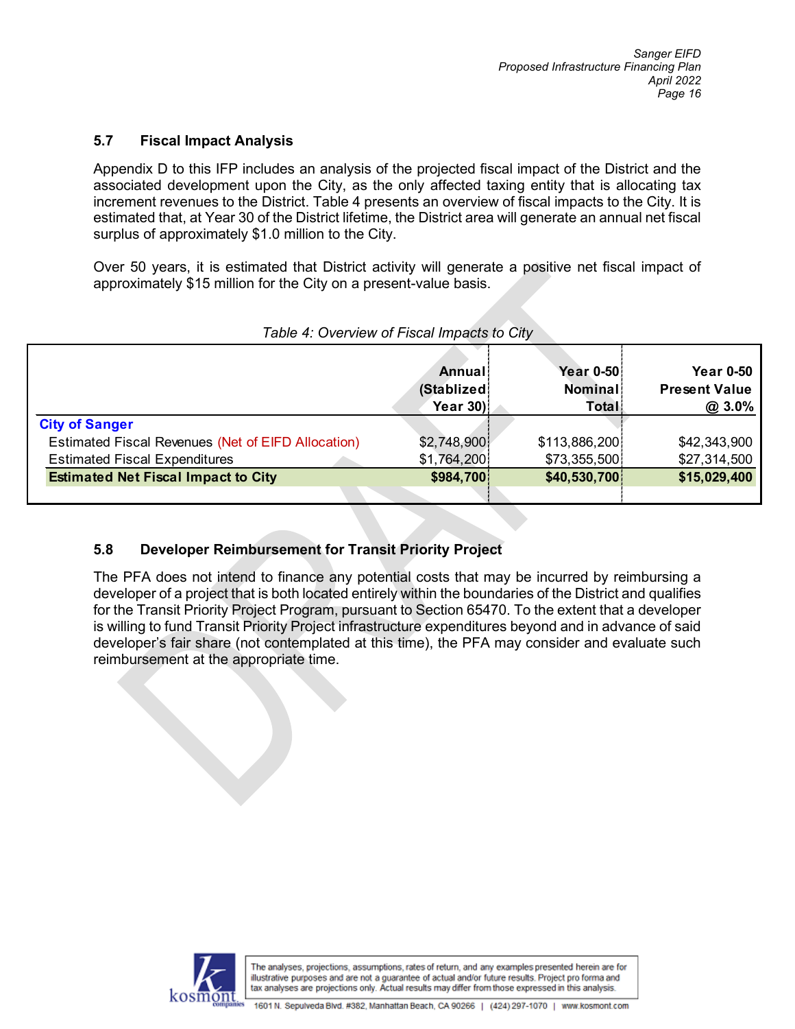## 5.7 Fiscal Impact Analysis

Appendix D to this IFP includes an analysis of the projected fiscal impact of the District and the associated development upon the City, as the only affected taxing entity that is allocating tax increment revenues to the District. Table 4 presents an overview of fiscal impacts to the City. It is estimated that, at Year 30 of the District lifetime, the District area will generate an annual net fiscal surplus of approximately $1.0 million to the City.

Over 50 years, it is estimated that District activity will generate a positive net fiscal impact of approximately $15 million for the City on a present-value basis.

*Table 4: Overview of Fiscal Impacts to City*

| | Annual (Stablized Year 30) | Year 0-50 Nominal Total | Year 0-50 Present Value @ 3.0% |
|---|---|---|---|
| **City of Sanger** | | | |
| Estimated Fiscal Revenues (Net of EIFD Allocation) | $2,748,900 | $113,886,200 | $42,343,900 |
| Estimated Fiscal Expenditures | $1,764,200 | $73,355,500 | $27,314,500 |
| **Estimated Net Fiscal Impact to City** | **$984,700** | **$40,530,700** | **$15,029,400** |

## 5.8 Developer Reimbursement for Transit Priority Project

The PFA does not intend to finance any potential costs that may be incurred by reimbursing a developer of a project that is both located entirely within the boundaries of the District and qualifies for the Transit Priority Project Program, pursuant to Section 65470. To the extent that a developer is willing to fund Transit Priority Project infrastructure expenditures beyond and in advance of said developer's fair share (not contemplated at this time), the PFA may consider and evaluate such reimbursement at the appropriate time.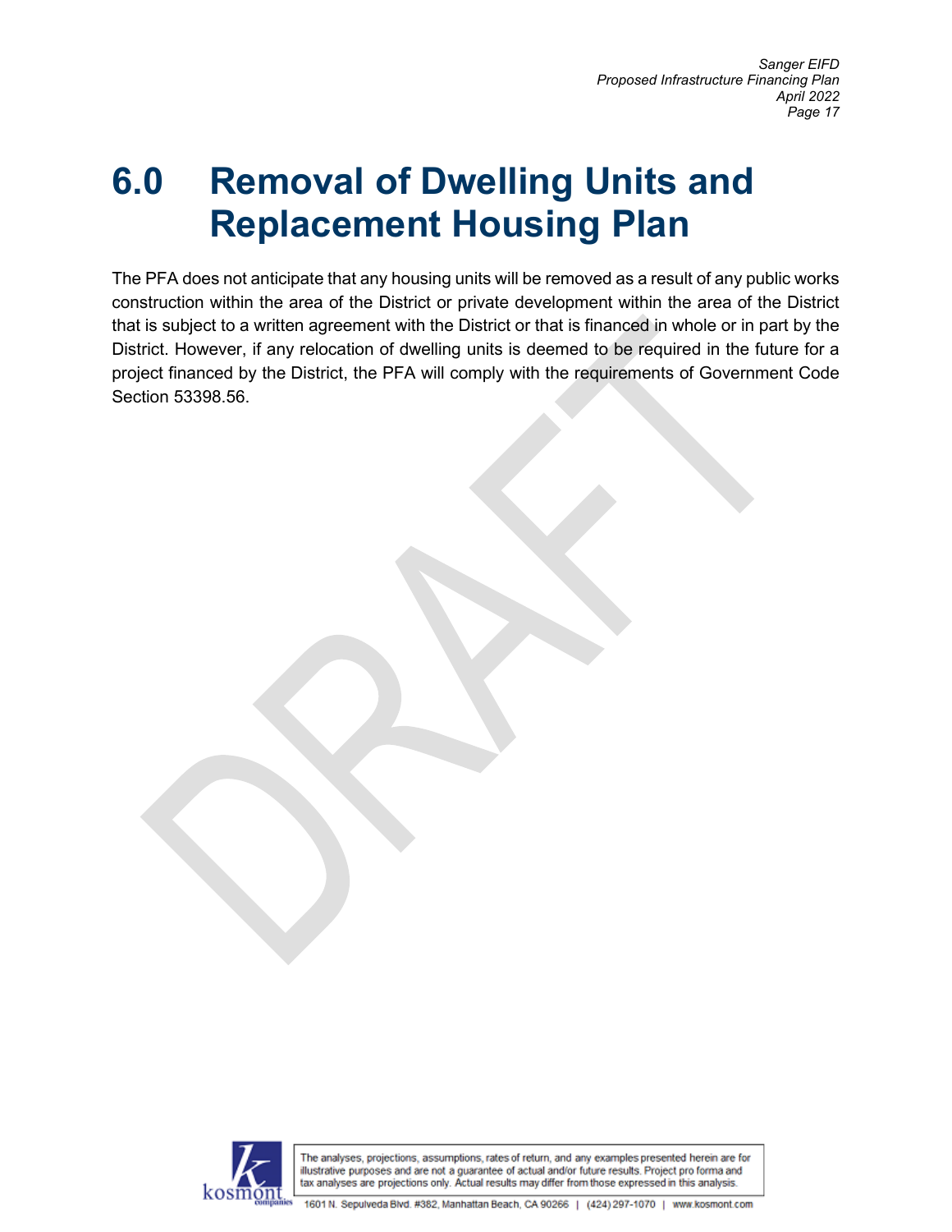# 6.0 Removal of Dwelling Units and Replacement Housing Plan

The PFA does not anticipate that any housing units will be removed as a result of any public works construction within the area of the District or private development within the area of the District that is subject to a written agreement with the District or that is financed in whole or in part by the District. However, if any relocation of dwelling units is deemed to be required in the future for a project financed by the District, the PFA will comply with the requirements of Government Code Section 53398.56.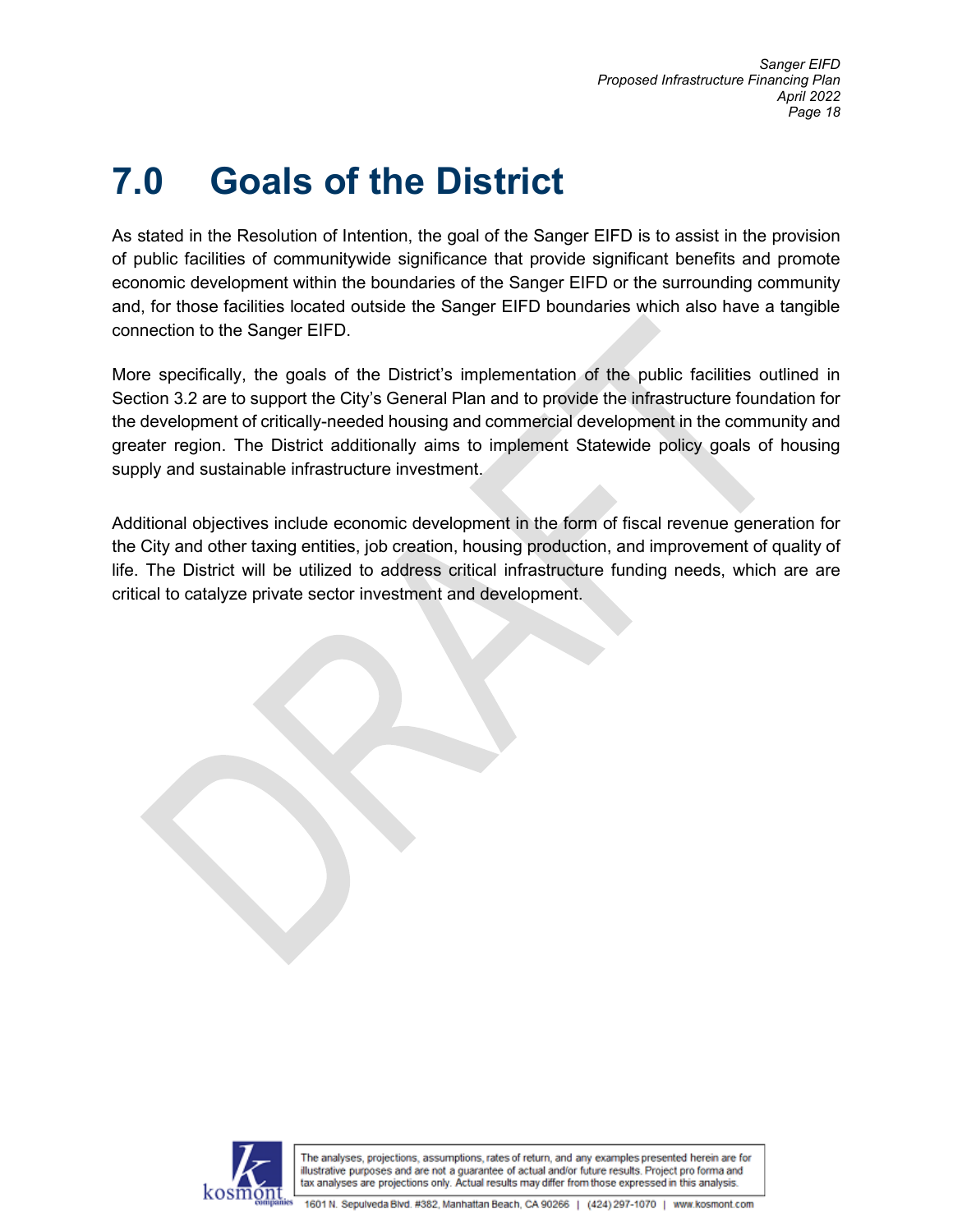# 7.0 Goals of the District

As stated in the Resolution of Intention, the goal of the Sanger EIFD is to assist in the provision of public facilities of communitywide significance that provide significant benefits and promote economic development within the boundaries of the Sanger EIFD or the surrounding community and, for those facilities located outside the Sanger EIFD boundaries which also have a tangible connection to the Sanger EIFD.

More specifically, the goals of the District's implementation of the public facilities outlined in Section 3.2 are to support the City's General Plan and to provide the infrastructure foundation for the development of critically-needed housing and commercial development in the community and greater region. The District additionally aims to implement Statewide policy goals of housing supply and sustainable infrastructure investment.

Additional objectives include economic development in the form of fiscal revenue generation for the City and other taxing entities, job creation, housing production, and improvement of quality of life. The District will be utilized to address critical infrastructure funding needs, which are are critical to catalyze private sector investment and development.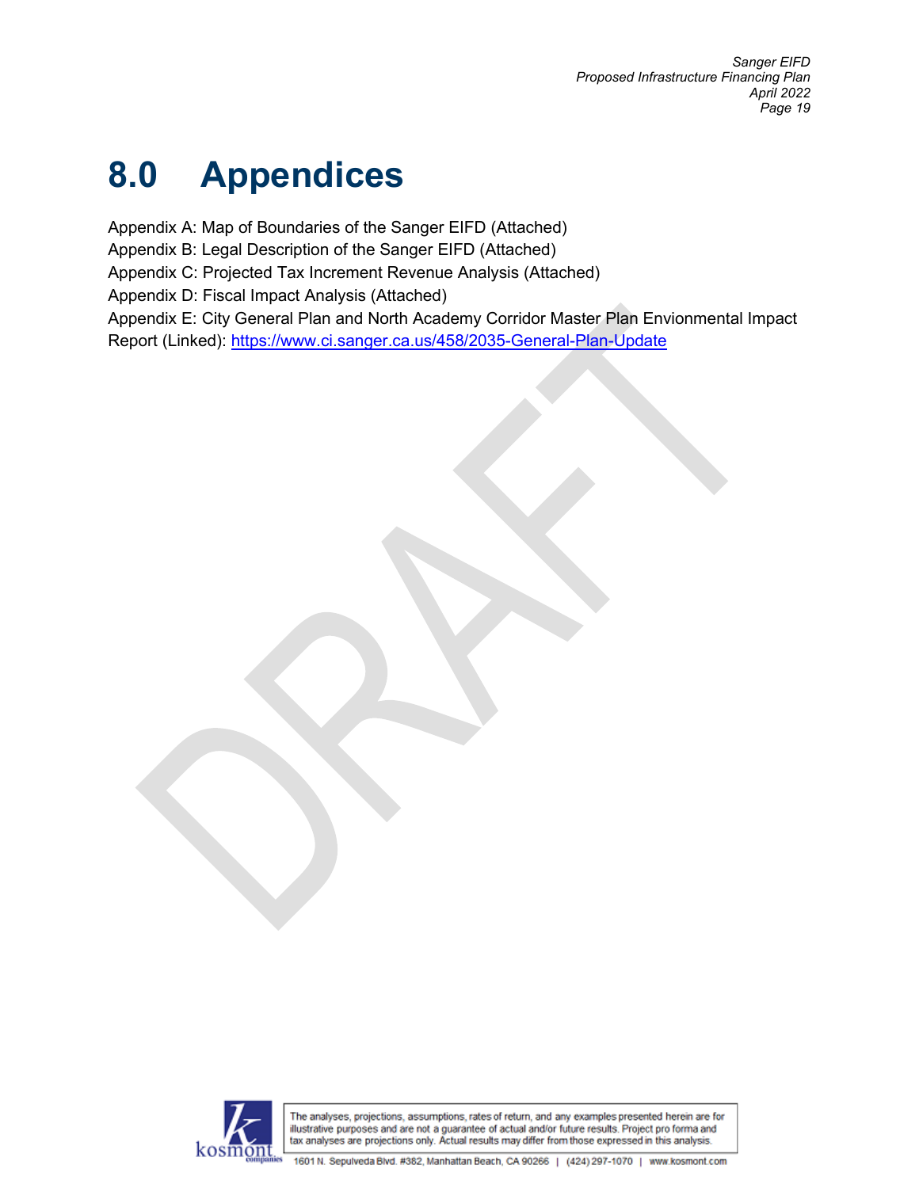# 8.0 Appendices

Appendix A: Map of Boundaries of the Sanger EIFD (Attached)
Appendix B: Legal Description of the Sanger EIFD (Attached)
Appendix C: Projected Tax Increment Revenue Analysis (Attached)
Appendix D: Fiscal Impact Analysis (Attached)
Appendix E: City General Plan and North Academy Corridor Master Plan Envionmental Impact Report (Linked): https://www.ci.sanger.ca.us/458/2035-General-Plan-Update